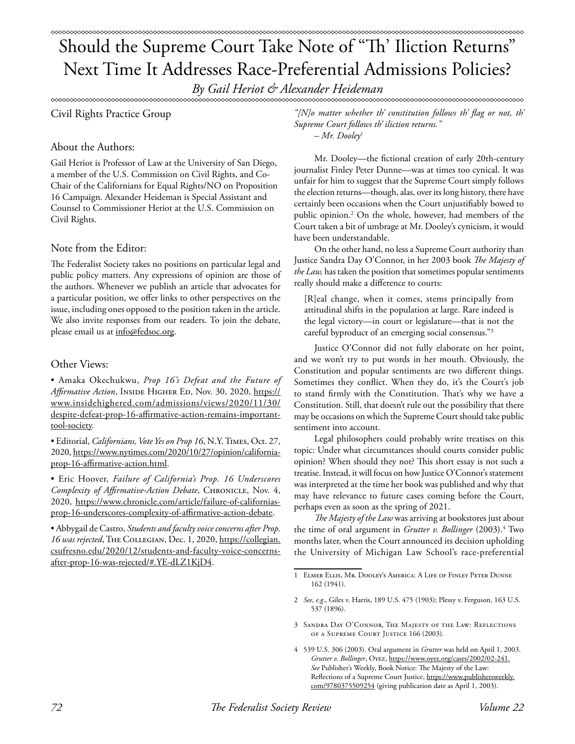# Should the Supreme Court Take Note of "Th' Iliction Returns" Next Time It Addresses Race-Preferential Admissions Policies?

*By Gail Heriot & Alexander Heideman*

Civil Rights Practice Group

### About the Authors:

Gail Heriot is Professor of Law at the University of San Diego, a member of the U.S. Commission on Civil Rights, and Co-Chair of the Californians for Equal Rights/NO on Proposition 16 Campaign. Alexander Heideman is Special Assistant and Counsel to Commissioner Heriot at the U.S. Commission on Civil Rights.

### Note from the Editor:

The Federalist Society takes no positions on particular legal and public policy matters. Any expressions of opinion are those of the authors. Whenever we publish an article that advocates for a particular position, we offer links to other perspectives on the issue, including ones opposed to the position taken in the article. We also invite responses from our readers. To join the debate, please email us at info@fedsoc.org.

### Other Views:

- Amaka Okechukwu, *Prop 16's Defeat and the Future of Affirmative Action*, Inside Higher Ed, Nov. 30, 2020, https://www.insidehighered.com/admissions/views/2020/11/30/despite-defeat-prop-16-affirmative-action-remains-important-tool-society.
- Editorial, *Californians, Vote Yes on Prop 16*, N.Y. Times, Oct. 27, 2020, https://www.nytimes.com/2020/10/27/opinion/california-prop-16-affirmative-action.html.
- Eric Hoover, *Failure of California's Prop. 16 Underscores Complexity of Affirmative-Action Debate*, Chronicle, Nov. 4, 2020, https://www.chronicle.com/article/failure-of-californias-prop-16-underscores-complexity-of-affirmative-action-debate.
- Abbygail de Castro, *Students and faculty voice concerns after Prop. 16 was rejected*, The Collegian, Dec. 1, 2020, https://collegian.csufresno.edu/2020/12/students-and-faculty-voice-concerns-after-prop-16-was-rejected/#.YE-dLZ1KjD4.

*"[N]o matter whether th' constitution follows th' flag or not, th' Supreme Court follows th' iliction returns."*
*– Mr. Dooley*[1]

Mr. Dooley—the fictional creation of early 20th-century journalist Finley Peter Dunne—was at times too cynical. It was unfair for him to suggest that the Supreme Court simply follows the election returns—though, alas, over its long history, there have certainly been occasions when the Court unjustifiably bowed to public opinion.[2] On the whole, however, had members of the Court taken a bit of umbrage at Mr. Dooley's cynicism, it would have been understandable.

On the other hand, no less a Supreme Court authority than Justice Sandra Day O'Connor, in her 2003 book *The Majesty of the Law,* has taken the position that sometimes popular sentiments really should make a difference to courts:

> [R]eal change, when it comes, stems principally from attitudinal shifts in the population at large. Rare indeed is the legal victory—in court or legislature—that is not the careful byproduct of an emerging social consensus."[3]

Justice O'Connor did not fully elaborate on her point, and we won't try to put words in her mouth. Obviously, the Constitution and popular sentiments are two different things. Sometimes they conflict. When they do, it's the Court's job to stand firmly with the Constitution. That's why we have a Constitution. Still, that doesn't rule out the possibility that there may be occasions on which the Supreme Court should take public sentiment into account.

Legal philosophers could probably write treatises on this topic: Under what circumstances should courts consider public opinion? When should they not? This short essay is not such a treatise. Instead, it will focus on how Justice O'Connor's statement was interpreted at the time her book was published and why that may have relevance to future cases coming before the Court, perhaps even as soon as the spring of 2021.

*The Majesty of the Law* was arriving at bookstores just about the time of oral argument in *Grutter v. Bollinger* (2003).[4] Two months later, when the Court announced its decision upholding the University of Michigan Law School's race-preferential

---

1 Elmer Ellis, Mr. Dooley's America: A Life of Finley Peter Dunne 162 (1941).

2 *See, e.g.*, Giles v. Harris, 189 U.S. 475 (1903); Plessy v. Ferguson, 163 U.S. 537 (1896).

3 Sandra Day O'Connor, The Majesty of the Law: Reflections of a Supreme Court Justice 166 (2003).

4 539 U.S. 306 (2003). Oral argument in *Grutter* was held on April 1, 2003. *Grutter v. Bollinger*, Oyez, https://www.oyez.org/cases/2002/02-241. *See* Publisher's Weekly, Book Notice: The Majesty of the Law: Reflections of a Supreme Court Justice, https://www.publishersweekly.com/9780375509254 (giving publication date as April 1, 2003).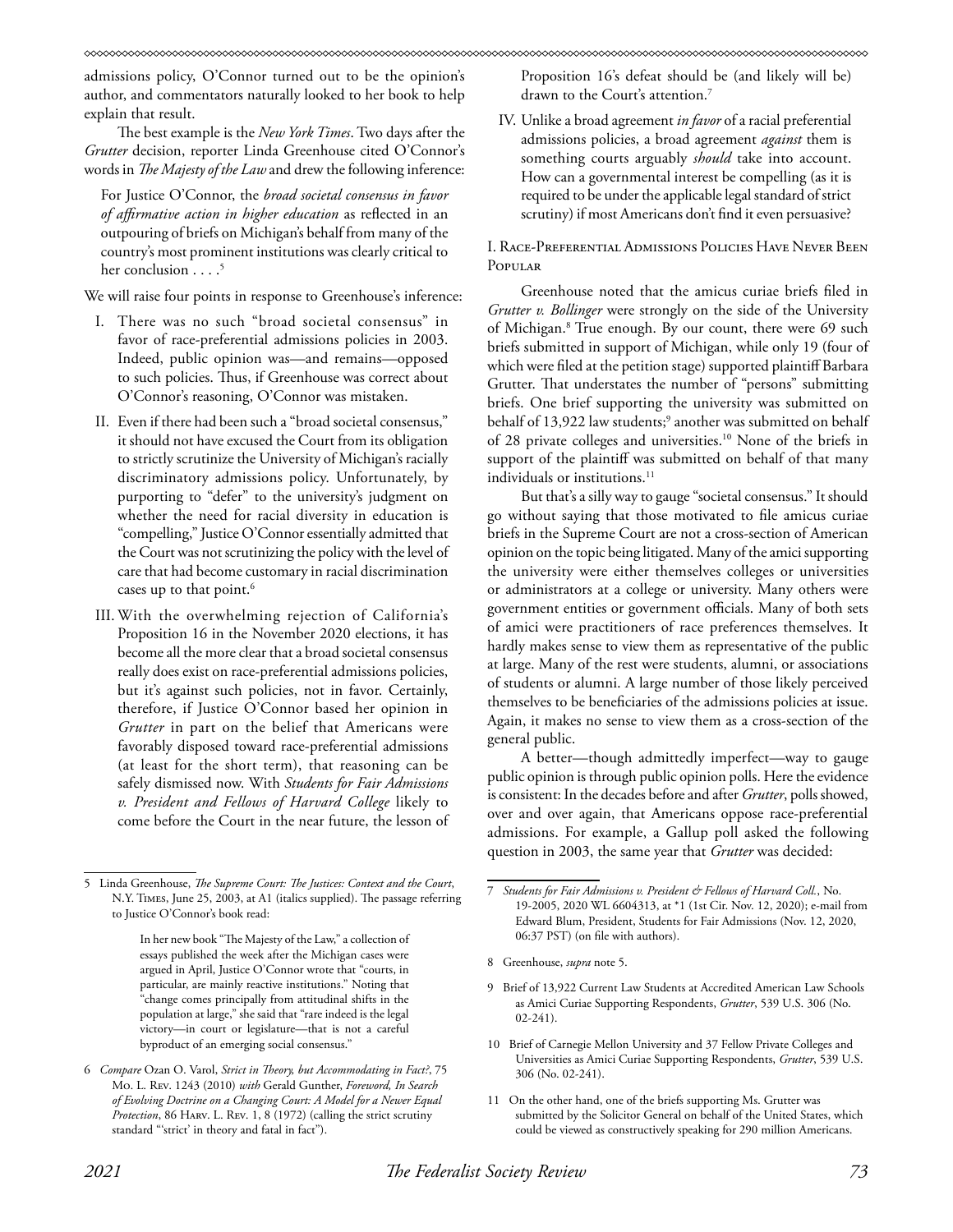admissions policy, O'Connor turned out to be the opinion's author, and commentators naturally looked to her book to help explain that result.

The best example is the *New York Times*. Two days after the *Grutter* decision, reporter Linda Greenhouse cited O'Connor's words in *The Majesty of the Law* and drew the following inference:

> For Justice O'Connor, the *broad societal consensus in favor of affirmative action in higher education* as reflected in an outpouring of briefs on Michigan's behalf from many of the country's most prominent institutions was clearly critical to her conclusion . . . .[5]

We will raise four points in response to Greenhouse's inference:

I. There was no such "broad societal consensus" in favor of race-preferential admissions policies in 2003. Indeed, public opinion was—and remains—opposed to such policies. Thus, if Greenhouse was correct about O'Connor's reasoning, O'Connor was mistaken.

II. Even if there had been such a "broad societal consensus," it should not have excused the Court from its obligation to strictly scrutinize the University of Michigan's racially discriminatory admissions policy. Unfortunately, by purporting to "defer" to the university's judgment on whether the need for racial diversity in education is "compelling," Justice O'Connor essentially admitted that the Court was not scrutinizing the policy with the level of care that had become customary in racial discrimination cases up to that point.[6]

III. With the overwhelming rejection of California's Proposition 16 in the November 2020 elections, it has become all the more clear that a broad societal consensus really does exist on race-preferential admissions policies, but it's against such policies, not in favor. Certainly, therefore, if Justice O'Connor based her opinion in *Grutter* in part on the belief that Americans were favorably disposed toward race-preferential admissions (at least for the short term), that reasoning can be safely dismissed now. With *Students for Fair Admissions v. President and Fellows of Harvard College* likely to come before the Court in the near future, the lesson of Proposition 16's defeat should be (and likely will be) drawn to the Court's attention.[7]

IV. Unlike a broad agreement *in favor* of a racial preferential admissions policies, a broad agreement *against* them is something courts arguably *should* take into account. How can a governmental interest be compelling (as it is required to be under the applicable legal standard of strict scrutiny) if most Americans don't find it even persuasive?

## I. Race-Preferential Admissions Policies Have Never Been Popular

Greenhouse noted that the amicus curiae briefs filed in *Grutter v. Bollinger* were strongly on the side of the University of Michigan.[8] True enough. By our count, there were 69 such briefs submitted in support of Michigan, while only 19 (four of which were filed at the petition stage) supported plaintiff Barbara Grutter. That understates the number of "persons" submitting briefs. One brief supporting the university was submitted on behalf of 13,922 law students;[9] another was submitted on behalf of 28 private colleges and universities.[10] None of the briefs in support of the plaintiff was submitted on behalf of that many individuals or institutions.[11]

But that's a silly way to gauge "societal consensus." It should go without saying that those motivated to file amicus curiae briefs in the Supreme Court are not a cross-section of American opinion on the topic being litigated. Many of the amici supporting the university were either themselves colleges or universities or administrators at a college or university. Many others were government entities or government officials. Many of both sets of amici were practitioners of race preferences themselves. It hardly makes sense to view them as representative of the public at large. Many of the rest were students, alumni, or associations of students or alumni. A large number of those likely perceived themselves to be beneficiaries of the admissions policies at issue. Again, it makes no sense to view them as a cross-section of the general public.

A better—though admittedly imperfect—way to gauge public opinion is through public opinion polls. Here the evidence is consistent: In the decades before and after *Grutter*, polls showed, over and over again, that Americans oppose race-preferential admissions. For example, a Gallup poll asked the following question in 2003, the same year that *Grutter* was decided:

---

5 Linda Greenhouse, *The Supreme Court: The Justices: Context and the Court*, N.Y. Times, June 25, 2003, at A1 (italics supplied). The passage referring to Justice O'Connor's book read:

> In her new book "The Majesty of the Law," a collection of essays published the week after the Michigan cases were argued in April, Justice O'Connor wrote that "courts, in particular, are mainly reactive institutions." Noting that "change comes principally from attitudinal shifts in the population at large," she said that "rare indeed is the legal victory—in court or legislature—that is not a careful byproduct of an emerging social consensus."

6 *Compare* Ozan O. Varol, *Strict in Theory, but Accommodating in Fact?*, 75 Mo. L. Rev. 1243 (2010) *with* Gerald Gunther, *Foreword, In Search of Evolving Doctrine on a Changing Court: A Model for a Newer Equal Protection*, 86 Harv. L. Rev. 1, 8 (1972) (calling the strict scrutiny standard "'strict' in theory and fatal in fact").

7 *Students for Fair Admissions v. President & Fellows of Harvard Coll.*, No. 19-2005, 2020 WL 6604313, at *1 (1st Cir. Nov. 12, 2020); e-mail from Edward Blum, President, Students for Fair Admissions (Nov. 12, 2020, 06:37 PST) (on file with authors).

8 Greenhouse, *supra* note 5.

9 Brief of 13,922 Current Law Students at Accredited American Law Schools as Amici Curiae Supporting Respondents, *Grutter*, 539 U.S. 306 (No. 02-241).

10 Brief of Carnegie Mellon University and 37 Fellow Private Colleges and Universities as Amici Curiae Supporting Respondents, *Grutter*, 539 U.S. 306 (No. 02-241).

11 On the other hand, one of the briefs supporting Ms. Grutter was submitted by the Solicitor General on behalf of the United States, which could be viewed as constructively speaking for 290 million Americans.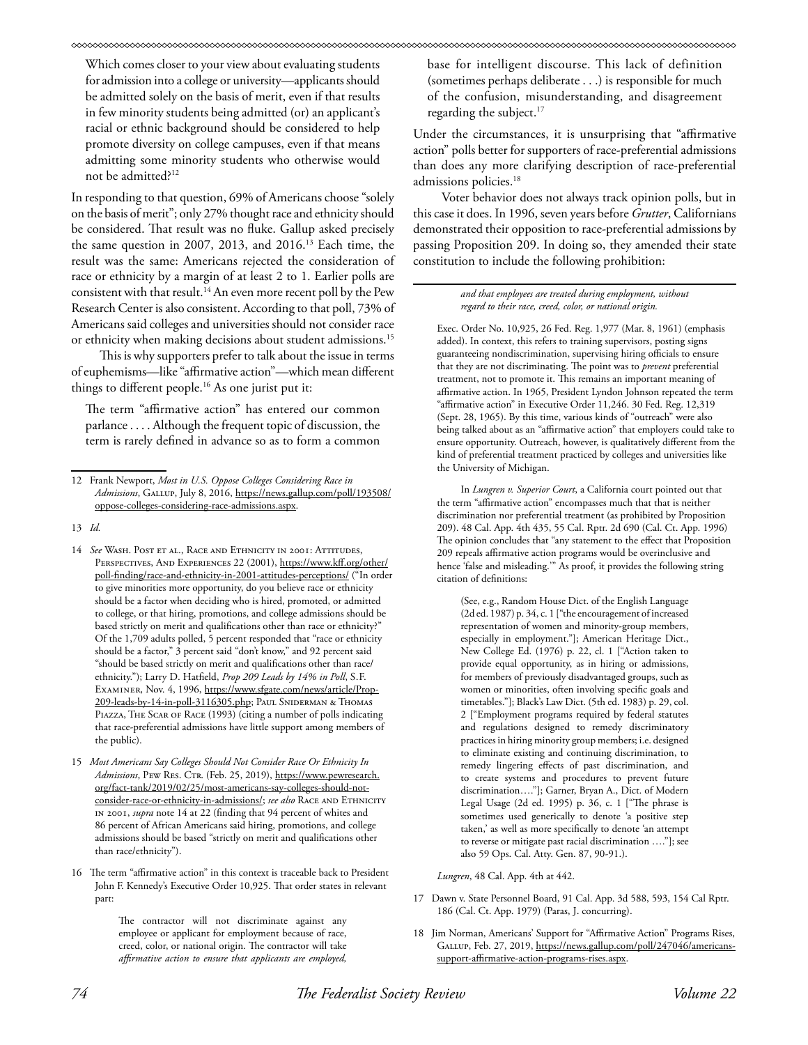Which comes closer to your view about evaluating students for admission into a college or university—applicants should be admitted solely on the basis of merit, even if that results in few minority students being admitted (or) an applicant's racial or ethnic background should be considered to help promote diversity on college campuses, even if that means admitting some minority students who otherwise would not be admitted?[12]

In responding to that question, 69% of Americans choose "solely on the basis of merit"; only 27% thought race and ethnicity should be considered. That result was no fluke. Gallup asked precisely the same question in 2007, 2013, and 2016.[13] Each time, the result was the same: Americans rejected the consideration of race or ethnicity by a margin of at least 2 to 1. Earlier polls are consistent with that result.[14] An even more recent poll by the Pew Research Center is also consistent. According to that poll, 73% of Americans said colleges and universities should not consider race or ethnicity when making decisions about student admissions.[15]

This is why supporters prefer to talk about the issue in terms of euphemisms—like "affirmative action"—which mean different things to different people.[16] As one jurist put it:

> The term "affirmative action" has entered our common parlance . . . . Although the frequent topic of discussion, the term is rarely defined in advance so as to form a common base for intelligent discourse. This lack of definition (sometimes perhaps deliberate . . .) is responsible for much of the confusion, misunderstanding, and disagreement regarding the subject.[17]

Under the circumstances, it is unsurprising that "affirmative action" polls better for supporters of race-preferential admissions than does any more clarifying description of race-preferential admissions policies.[18]

Voter behavior does not always track opinion polls, but in this case it does. In 1996, seven years before *Grutter*, Californians demonstrated their opposition to race-preferential admissions by passing Proposition 209. In doing so, they amended their state constitution to include the following prohibition:

---

12 Frank Newport, *Most in U.S. Oppose Colleges Considering Race in Admissions*, Gallup, July 8, 2016, https://news.gallup.com/poll/193508/oppose-colleges-considering-race-admissions.aspx.

13 *Id.*

14 *See* Wash. Post et al., Race and Ethnicity in 2001: Attitudes, Perspectives, And Experiences 22 (2001), https://www.kff.org/other/poll-finding/race-and-ethnicity-in-2001-attitudes-perceptions/ ("In order to give minorities more opportunity, do you believe race or ethnicity should be a factor when deciding who is hired, promoted, or admitted to college, or that hiring, promotions, and college admissions should be based strictly on merit and qualifications other than race or ethnicity?" Of the 1,709 adults polled, 5 percent responded that "race or ethnicity should be a factor," 3 percent said "don't know," and 92 percent said "should be based strictly on merit and qualifications other than race/ethnicity."); Larry D. Hatfield, *Prop 209 Leads by 14% in Poll*, S.F. Examiner, Nov. 4, 1996, https://www.sfgate.com/news/article/Prop-209-leads-by-14-in-poll-3116305.php; Paul Sniderman & Thomas Piazza, The Scar of Race (1993) (citing a number of polls indicating that race-preferential admissions have little support among members of the public).

15 *Most Americans Say Colleges Should Not Consider Race Or Ethnicity In Admissions*, Pew Res. Ctr. (Feb. 25, 2019), https://www.pewresearch.org/fact-tank/2019/02/25/most-americans-say-colleges-should-not-consider-race-or-ethnicity-in-admissions/; *see also* Race and Ethnicity in 2001, *supra* note 14 at 22 (finding that 94 percent of whites and 86 percent of African Americans said hiring, promotions, and college admissions should be based "strictly on merit and qualifications other than race/ethnicity").

16 The term "affirmative action" in this context is traceable back to President John F. Kennedy's Executive Order 10,925. That order states in relevant part:

> The contractor will not discriminate against any employee or applicant for employment because of race, creed, color, or national origin. The contractor will take *affirmative action to ensure that applicants are employed, and that employees are treated during employment, without regard to their race, creed, color, or national origin.*

Exec. Order No. 10,925, 26 Fed. Reg. 1,977 (Mar. 8, 1961) (emphasis added). In context, this refers to training supervisors, posting signs guaranteeing nondiscrimination, supervising hiring officials to ensure that they are not discriminating. The point was to *prevent* preferential treatment, not to promote it. This remains an important meaning of affirmative action. In 1965, President Lyndon Johnson repeated the term "affirmative action" in Executive Order 11,246. 30 Fed. Reg. 12,319 (Sept. 28, 1965). By this time, various kinds of "outreach" were also being talked about as an "affirmative action" that employers could take to ensure opportunity. Outreach, however, is qualitatively different from the kind of preferential treatment practiced by colleges and universities like the University of Michigan.

In *Lungren v. Superior Court*, a California court pointed out that the term "affirmative action" encompasses much that that is neither discrimination nor preferential treatment (as prohibited by Proposition 209). 48 Cal. App. 4th 435, 55 Cal. Rptr. 2d 690 (Cal. Ct. App. 1996) The opinion concludes that "any statement to the effect that Proposition 209 repeals affirmative action programs would be overinclusive and hence 'false and misleading.'" As proof, it provides the following string citation of definitions:

> (See, e.g., Random House Dict. of the English Language (2d ed. 1987) p. 34, c. 1 ["the encouragement of increased representation of women and minority-group members, especially in employment."]; American Heritage Dict., New College Ed. (1976) p. 22, cl. 1 ["Action taken to provide equal opportunity, as in hiring or admissions, for members of previously disadvantaged groups, such as women or minorities, often involving specific goals and timetables."]; Black's Law Dict. (5th ed. 1983) p. 29, col. 2 ["Employment programs required by federal statutes and regulations designed to remedy discriminatory practices in hiring minority group members; i.e. designed to eliminate existing and continuing discrimination, to remedy lingering effects of past discrimination, and to create systems and procedures to prevent future discrimination…."]; Garner, Bryan A., Dict. of Modern Legal Usage (2d ed. 1995) p. 36, c. 1 ["The phrase is sometimes used generically to denote 'a positive step taken,' as well as more specifically to denote 'an attempt to reverse or mitigate past racial discrimination ….'"]; see also 59 Ops. Cal. Atty. Gen. 87, 90-91.).

*Lungren*, 48 Cal. App. 4th at 442.

17 Dawn v. State Personnel Board, 91 Cal. App. 3d 588, 593, 154 Cal Rptr. 186 (Cal. Ct. App. 1979) (Paras, J. concurring).

18 Jim Norman, Americans' Support for "Affirmative Action" Programs Rises, Gallup, Feb. 27, 2019, https://news.gallup.com/poll/247046/americans-support-affirmative-action-programs-rises.aspx.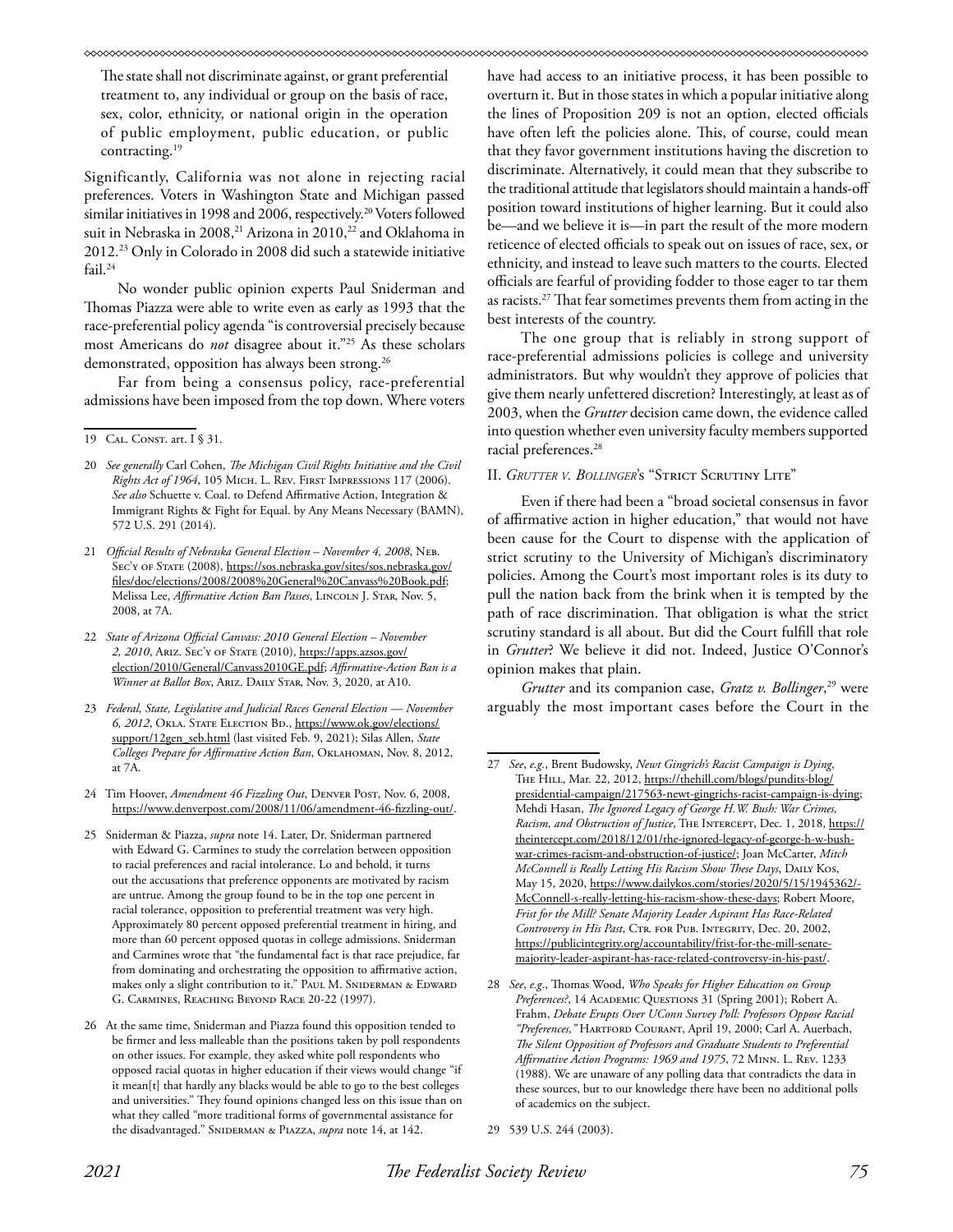> The state shall not discriminate against, or grant preferential treatment to, any individual or group on the basis of race, sex, color, ethnicity, or national origin in the operation of public employment, public education, or public contracting.[19]

Significantly, California was not alone in rejecting racial preferences. Voters in Washington State and Michigan passed similar initiatives in 1998 and 2006, respectively.[20] Voters followed suit in Nebraska in 2008,[21] Arizona in 2010,[22] and Oklahoma in 2012.[23] Only in Colorado in 2008 did such a statewide initiative fail.[24]

No wonder public opinion experts Paul Sniderman and Thomas Piazza were able to write even as early as 1993 that the race-preferential policy agenda "is controversial precisely because most Americans do *not* disagree about it."[25] As these scholars demonstrated, opposition has always been strong.[26]

Far from being a consensus policy, race-preferential admissions have been imposed from the top down. Where voters have had access to an initiative process, it has been possible to overturn it. But in those states in which a popular initiative along the lines of Proposition 209 is not an option, elected officials have often left the policies alone. This, of course, could mean that they favor government institutions having the discretion to discriminate. Alternatively, it could mean that they subscribe to the traditional attitude that legislators should maintain a hands-off position toward institutions of higher learning. But it could also be—and we believe it is—in part the result of the more modern reticence of elected officials to speak out on issues of race, sex, or ethnicity, and instead to leave such matters to the courts. Elected officials are fearful of providing fodder to those eager to tar them as racists.[27] That fear sometimes prevents them from acting in the best interests of the country.

The one group that is reliably in strong support of race-preferential admissions policies is college and university administrators. But why wouldn't they approve of policies that give them nearly unfettered discretion? Interestingly, at least as of 2003, when the *Grutter* decision came down, the evidence called into question whether even university faculty members supported racial preferences.[28]

## II. *Grutter v. Bollinger*'s "Strict Scrutiny Lite"

Even if there had been a "broad societal consensus in favor of affirmative action in higher education," that would not have been cause for the Court to dispense with the application of strict scrutiny to the University of Michigan's discriminatory policies. Among the Court's most important roles is its duty to pull the nation back from the brink when it is tempted by the path of race discrimination. That obligation is what the strict scrutiny standard is all about. But did the Court fulfill that role in *Grutter*? We believe it did not. Indeed, Justice O'Connor's opinion makes that plain.

*Grutter* and its companion case, *Gratz v. Bollinger*,[29] were arguably the most important cases before the Court in the

---

19 Cal. Const. art. I § 31.

20 *See generally* Carl Cohen, *The Michigan Civil Rights Initiative and the Civil Rights Act of 1964*, 105 Mich. L. Rev. First Impressions 117 (2006). *See also* Schuette v. Coal. to Defend Affirmative Action, Integration & Immigrant Rights & Fight for Equal. by Any Means Necessary (BAMN), 572 U.S. 291 (2014).

21 *Official Results of Nebraska General Election – November 4, 2008*, Neb. Sec'y of State (2008), https://sos.nebraska.gov/sites/sos.nebraska.gov/files/doc/elections/2008/2008%20General%20Canvass%20Book.pdf; Melissa Lee, *Affirmative Action Ban Passes*, Lincoln J. Star, Nov. 5, 2008, at 7A.

22 *State of Arizona Official Canvass: 2010 General Election – November 2, 2010*, Ariz. Sec'y of State (2010), https://apps.azsos.gov/election/2010/General/Canvass2010GE.pdf; *Affirmative-Action Ban is a Winner at Ballot Box*, Ariz. Daily Star, Nov. 3, 2020, at A10.

23 *Federal, State, Legislative and Judicial Races General Election — November 6, 2012*, Okla. State Election Bd., https://www.ok.gov/elections/support/12gen_seb.html (last visited Feb. 9, 2021); Silas Allen, *State Colleges Prepare for Affirmative Action Ban*, Oklahoman, Nov. 8, 2012, at 7A.

24 Tim Hoover, *Amendment 46 Fizzling Out*, Denver Post, Nov. 6, 2008, https://www.denverpost.com/2008/11/06/amendment-46-fizzling-out/.

25 Sniderman & Piazza, *supra* note 14. Later, Dr. Sniderman partnered with Edward G. Carmines to study the correlation between opposition to racial preferences and racial intolerance. Lo and behold, it turns out the accusations that preference opponents are motivated by racism are untrue. Among the group found to be in the top one percent in racial tolerance, opposition to preferential treatment was very high. Approximately 80 percent opposed preferential treatment in hiring, and more than 60 percent opposed quotas in college admissions. Sniderman and Carmines wrote that "the fundamental fact is that race prejudice, far from dominating and orchestrating the opposition to affirmative action, makes only a slight contribution to it." Paul M. Sniderman & Edward G. Carmines, Reaching Beyond Race 20-22 (1997).

26 At the same time, Sniderman and Piazza found this opposition tended to be firmer and less malleable than the positions taken by poll respondents on other issues. For example, they asked white poll respondents who opposed racial quotas in higher education if their views would change "if it mean[t] that hardly any blacks would be able to go to the best colleges and universities." They found opinions changed less on this issue than on what they called "more traditional forms of governmental assistance for the disadvantaged." Sniderman & Piazza, *supra* note 14, at 142.

27 *See, e.g.*, Brent Budowsky, *Newt Gingrich's Racist Campaign is Dying*, The Hill, Mar. 22, 2012, https://thehill.com/blogs/pundits-blog/presidential-campaign/217563-newt-gingrichs-racist-campaign-is-dying; Mehdi Hasan, *The Ignored Legacy of George H.W. Bush: War Crimes, Racism, and Obstruction of Justice*, The Intercept, Dec. 1, 2018, https://theintercept.com/2018/12/01/the-ignored-legacy-of-george-h-w-bush-war-crimes-racism-and-obstruction-of-justice/; Joan McCarter, *Mitch McConnell is Really Letting His Racism Show These Days*, Daily Kos, May 15, 2020, https://www.dailykos.com/stories/2020/5/15/1945362/-McConnell-s-really-letting-his-racism-show-these-days; Robert Moore, *Frist for the Mill? Senate Majority Leader Aspirant Has Race-Related Controversy in His Past*, Ctr. for Pub. Integrity, Dec. 20, 2002, https://publicintegrity.org/accountability/frist-for-the-mill-senate-majority-leader-aspirant-has-race-related-controversy-in-his-past/.

28 *See, e.g.*, Thomas Wood, *Who Speaks for Higher Education on Group Preferences?*, 14 Academic Questions 31 (Spring 2001); Robert A. Frahm, *Debate Erupts Over UConn Survey Poll: Professors Oppose Racial "Preferences,"* Hartford Courant, April 19, 2000; Carl A. Auerbach, *The Silent Opposition of Professors and Graduate Students to Preferential Affirmative Action Programs: 1969 and 1975*, 72 Minn. L. Rev. 1233 (1988). We are unaware of any polling data that contradicts the data in these sources, but to our knowledge there have been no additional polls of academics on the subject.

29 539 U.S. 244 (2003).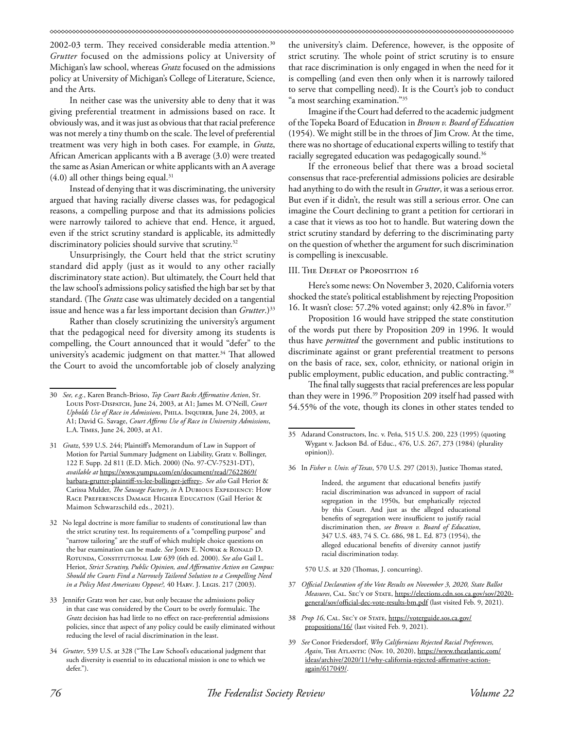2002-03 term. They received considerable media attention.[30] *Grutter* focused on the admissions policy at University of Michigan's law school, whereas *Gratz* focused on the admissions policy at University of Michigan's College of Literature, Science, and the Arts.

In neither case was the university able to deny that it was giving preferential treatment in admissions based on race. It obviously was, and it was just as obvious that that racial preference was not merely a tiny thumb on the scale. The level of preferential treatment was very high in both cases. For example, in *Gratz*, African American applicants with a B average (3.0) were treated the same as Asian American or white applicants with an A average (4.0) all other things being equal.[31]

Instead of denying that it was discriminating, the university argued that having racially diverse classes was, for pedagogical reasons, a compelling purpose and that its admissions policies were narrowly tailored to achieve that end. Hence, it argued, even if the strict scrutiny standard is applicable, its admittedly discriminatory policies should survive that scrutiny.[32]

Unsurprisingly, the Court held that the strict scrutiny standard did apply (just as it would to any other racially discriminatory state action). But ultimately, the Court held that the law school's admissions policy satisfied the high bar set by that standard. (The *Gratz* case was ultimately decided on a tangential issue and hence was a far less important decision than *Grutter*.)[33]

Rather than closely scrutinizing the university's argument that the pedagogical need for diversity among its students is compelling, the Court announced that it would "defer" to the university's academic judgment on that matter.[34] That allowed the Court to avoid the uncomfortable job of closely analyzing the university's claim. Deference, however, is the opposite of strict scrutiny. The whole point of strict scrutiny is to ensure that race discrimination is only engaged in when the need for it is compelling (and even then only when it is narrowly tailored to serve that compelling need). It is the Court's job to conduct "a most searching examination."[35]

Imagine if the Court had deferred to the academic judgment of the Topeka Board of Education in *Brown v. Board of Education* (1954). We might still be in the throes of Jim Crow. At the time, there was no shortage of educational experts willing to testify that racially segregated education was pedagogically sound.[36]

If the erroneous belief that there was a broad societal consensus that race-preferential admissions policies are desirable had anything to do with the result in *Grutter*, it was a serious error. But even if it didn't, the result was still a serious error. One can imagine the Court declining to grant a petition for certiorari in a case that it views as too hot to handle. But watering down the strict scrutiny standard by deferring to the discriminating party on the question of whether the argument for such discrimination is compelling is inexcusable.

## III. The Defeat of Proposition 16

Here's some news: On November 3, 2020, California voters shocked the state's political establishment by rejecting Proposition 16. It wasn't close: 57.2% voted against; only 42.8% in favor.[37]

Proposition 16 would have stripped the state constitution of the words put there by Proposition 209 in 1996. It would thus have *permitted* the government and public institutions to discriminate against or grant preferential treatment to persons on the basis of race, sex, color, ethnicity, or national origin in public employment, public education, and public contracting.[38]

The final tally suggests that racial preferences are less popular than they were in 1996.[39] Proposition 209 itself had passed with 54.55% of the vote, though its clones in other states tended to

---

30 *See, e.g.*, Karen Branch-Brioso, *Top Court Backs Affirmative Action*, St. Louis Post-Dispatch, June 24, 2003, at A1; James M. O'Neill, *Court Upholds Use of Race in Admissions*, Phila. Inquirer, June 24, 2003, at A1; David G. Savage, *Court Affirms Use of Race in University Admissions*, L.A. Times, June 24, 2003, at A1.

31 *Gratz*, 539 U.S. 244; Plaintiff's Memorandum of Law in Support of Motion for Partial Summary Judgment on Liability, Gratz v. Bollinger, 122 F. Supp. 2d 811 (E.D. Mich. 2000) (No. 97-CV-75231-DT), *available at* https://www.yumpu.com/en/document/read/7622869/barbara-grutter-plaintiff-vs-lee-bollinger-jeffrey-. *See also* Gail Heriot & Carissa Mulder, *The Sausage Factory*, *in* A Dubious Expediency: How Race Preferences Damage Higher Education (Gail Heriot & Maimon Schwarzschild eds., 2021).

32 No legal doctrine is more familiar to students of constitutional law than the strict scrutiny test. Its requirements of a "compelling purpose" and "narrow tailoring" are the stuff of which multiple choice questions on the bar examination can be made. *See* John E. Nowak & Ronald D. Rotunda, Constitutional Law 639 (6th ed. 2000). *See also* Gail L. Heriot, *Strict Scrutiny, Public Opinion, and Affirmative Action on Campus: Should the Courts Find a Narrowly Tailored Solution to a Compelling Need in a Policy Most Americans Oppose?*, 40 Harv. J. Legis. 217 (2003).

33 Jennifer Gratz won her case, but only because the admissions policy in that case was considered by the Court to be overly formulaic. The *Gratz* decision has had little to no effect on race-preferential admissions policies, since that aspect of any policy could be easily eliminated without reducing the level of racial discrimination in the least.

34 *Grutter*, 539 U.S. at 328 ("The Law School's educational judgment that such diversity is essential to its educational mission is one to which we defer.").

35 Adarand Constructors, Inc. v. Peña, 515 U.S. 200, 223 (1995) (quoting Wygant v. Jackson Bd. of Educ., 476, U.S. 267, 273 (1984) (plurality opinion)).

36 In *Fisher v. Univ. of Texas*, 570 U.S. 297 (2013), Justice Thomas stated,

> Indeed, the argument that educational benefits justify racial discrimination was advanced in support of racial segregation in the 1950s, but emphatically rejected by this Court. And just as the alleged educational benefits of segregation were insufficient to justify racial discrimination then, *see Brown v. Board of Education*, 347 U.S. 483, 74 S. Ct. 686, 98 L. Ed. 873 (1954), the alleged educational benefits of diversity cannot justify racial discrimination today.

570 U.S. at 320 (Thomas, J. concurring).

37 *Official Declaration of the Vote Results on November 3, 2020, State Ballot Measures*, Cal. Sec'y of State, https://elections.cdn.sos.ca.gov/sov/2020-general/sov/official-dec-vote-results-bm.pdf (last visited Feb. 9, 2021).

38 *Prop 16*, Cal. Sec'y of State, https://voterguide.sos.ca.gov/propositions/16/ (last visited Feb. 9, 2021).

39 *See* Conor Friedersdorf, *Why Californians Rejected Racial Preferences, Again*, The Atlantic (Nov. 10, 2020), https://www.theatlantic.com/ideas/archive/2020/11/why-california-rejected-affirmative-action-again/617049/.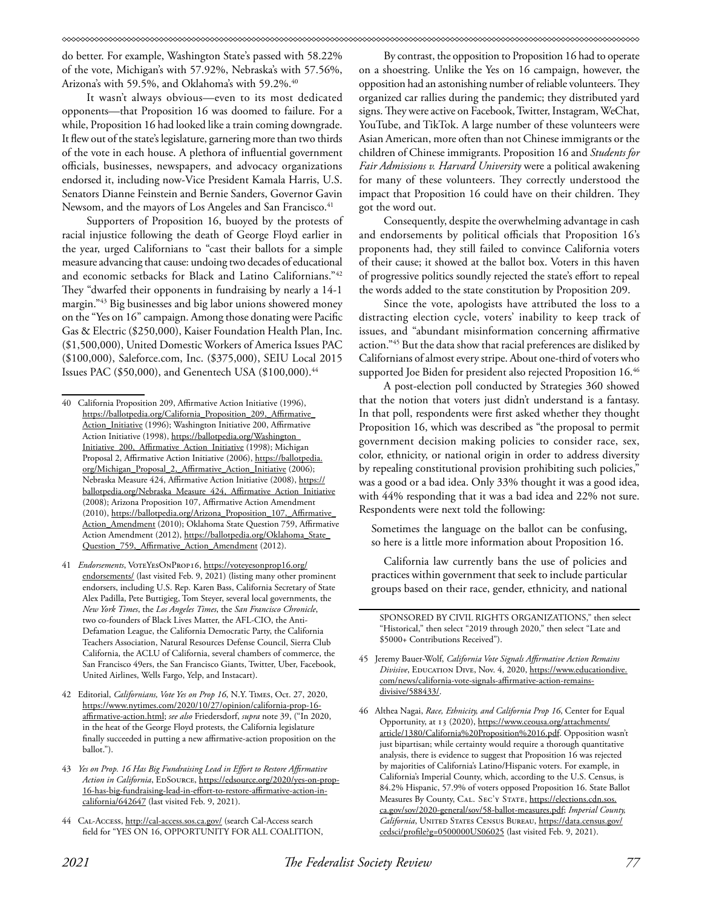do better. For example, Washington State's passed with 58.22% of the vote, Michigan's with 57.92%, Nebraska's with 57.56%, Arizona's with 59.5%, and Oklahoma's with 59.2%.[40]

It wasn't always obvious—even to its most dedicated opponents—that Proposition 16 was doomed to failure. For a while, Proposition 16 had looked like a train coming downgrade. It flew out of the state's legislature, garnering more than two thirds of the vote in each house. A plethora of influential government officials, businesses, newspapers, and advocacy organizations endorsed it, including now-Vice President Kamala Harris, U.S. Senators Dianne Feinstein and Bernie Sanders, Governor Gavin Newsom, and the mayors of Los Angeles and San Francisco.[41]

Supporters of Proposition 16, buoyed by the protests of racial injustice following the death of George Floyd earlier in the year, urged Californians to "cast their ballots for a simple measure advancing that cause: undoing two decades of educational and economic setbacks for Black and Latino Californians."[42] They "dwarfed their opponents in fundraising by nearly a 14-1 margin."[43] Big businesses and big labor unions showered money on the "Yes on 16" campaign. Among those donating were Pacific Gas & Electric ($250,000), Kaiser Foundation Health Plan, Inc. ($1,500,000), United Domestic Workers of America Issues PAC ($100,000), Saleforce.com, Inc. ($375,000), SEIU Local 2015 Issues PAC ($50,000), and Genentech USA ($100,000).[44]

By contrast, the opposition to Proposition 16 had to operate on a shoestring. Unlike the Yes on 16 campaign, however, the opposition had an astonishing number of reliable volunteers. They organized car rallies during the pandemic; they distributed yard signs. They were active on Facebook, Twitter, Instagram, WeChat, YouTube, and TikTok. A large number of these volunteers were Asian American, more often than not Chinese immigrants or the children of Chinese immigrants. Proposition 16 and *Students for Fair Admissions v. Harvard University* were a political awakening for many of these volunteers. They correctly understood the impact that Proposition 16 could have on their children. They got the word out.

Consequently, despite the overwhelming advantage in cash and endorsements by political officials that Proposition 16's proponents had, they still failed to convince California voters of their cause; it showed at the ballot box. Voters in this haven of progressive politics soundly rejected the state's effort to repeal the words added to the state constitution by Proposition 209.

Since the vote, apologists have attributed the loss to a distracting election cycle, voters' inability to keep track of issues, and "abundant misinformation concerning affirmative action."[45] But the data show that racial preferences are disliked by Californians of almost every stripe. About one-third of voters who supported Joe Biden for president also rejected Proposition 16.[46]

A post-election poll conducted by Strategies 360 showed that the notion that voters just didn't understand is a fantasy. In that poll, respondents were first asked whether they thought Proposition 16, which was described as "the proposal to permit government decision making policies to consider race, sex, color, ethnicity, or national origin in order to address diversity by repealing constitutional provision prohibiting such policies," was a good or a bad idea. Only 33% thought it was a good idea, with 44% responding that it was a bad idea and 22% not sure. Respondents were next told the following:

> Sometimes the language on the ballot can be confusing, so here is a little more information about Proposition 16.
>
> California law currently bans the use of policies and practices within government that seek to include particular groups based on their race, gender, ethnicity, and national

---

40 California Proposition 209, Affirmative Action Initiative (1996), https://ballotpedia.org/California_Proposition_209,_Affirmative_Action_Initiative (1996); Washington Initiative 200, Affirmative Action Initiative (1998), https://ballotpedia.org/Washington_Initiative_200,_Affirmative_Action_Initiative (1998); Michigan Proposal 2, Affirmative Action Initiative (2006), https://ballotpedia.org/Michigan_Proposal_2,_Affirmative_Action_Initiative (2006); Nebraska Measure 424, Affirmative Action Initiative (2008), https://ballotpedia.org/Nebraska_Measure_424,_Affirmative_Action_Initiative (2008); Arizona Proposition 107, Affirmative Action Amendment (2010), https://ballotpedia.org/Arizona_Proposition_107,_Affirmative_Action_Amendment (2010); Oklahoma State Question 759, Affirmative Action Amendment (2012), https://ballotpedia.org/Oklahoma_State_Question_759,_Affirmative_Action_Amendment (2012).

41 *Endorsements*, VoteYesOnProp16, https://voteyesonprop16.org/endorsements/ (last visited Feb. 9, 2021) (listing many other prominent endorsers, including U.S. Rep. Karen Bass, California Secretary of State Alex Padilla, Pete Buttigieg, Tom Steyer, several local governments, the *New York Times*, the *Los Angeles Times*, the *San Francisco Chronicle*, two co-founders of Black Lives Matter, the AFL-CIO, the Anti-Defamation League, the California Democratic Party, the California Teachers Association, Natural Resources Defense Council, Sierra Club California, the ACLU of California, several chambers of commerce, the San Francisco 49ers, the San Francisco Giants, Twitter, Uber, Facebook, United Airlines, Wells Fargo, Yelp, and Instacart).

42 Editorial, *Californians, Vote Yes on Prop 16*, N.Y. Times, Oct. 27, 2020, https://www.nytimes.com/2020/10/27/opinion/california-prop-16-affirmative-action.html; *see also* Friedersdorf, *supra* note 39, ("In 2020, in the heat of the George Floyd protests, the California legislature finally succeeded in putting a new affirmative-action proposition on the ballot.").

43 *Yes on Prop. 16 Has Big Fundraising Lead in Effort to Restore Affirmative Action in California*, EdSource, https://edsource.org/2020/yes-on-prop-16-has-big-fundraising-lead-in-effort-to-restore-affirmative-action-in-california/642647 (last visited Feb. 9, 2021).

44 Cal-Access, http://cal-access.sos.ca.gov/ (search Cal-Access search field for "YES ON 16, OPPORTUNITY FOR ALL COALITION, SPONSORED BY CIVIL RIGHTS ORGANIZATIONS," then select "Historical," then select "2019 through 2020," then select "Late and $5000+ Contributions Received").

45 Jeremy Bauer-Wolf, *California Vote Signals Affirmative Action Remains Divisive*, Education Dive, Nov. 4, 2020, https://www.educationdive.com/news/california-vote-signals-affirmative-action-remains-divisive/588433/.

46 Althea Nagai, *Race, Ethnicity, and California Prop 16*, Center for Equal Opportunity, at 13 (2020), https://www.ceousa.org/attachments/article/1380/California%20Proposition%2016.pdf. Opposition wasn't just bipartisan; while certainty would require a thorough quantitative analysis, there is evidence to suggest that Proposition 16 was rejected by majorities of California's Latino/Hispanic voters. For example, in California's Imperial County, which, according to the U.S. Census, is 84.2% Hispanic, 57.9% of voters opposed Proposition 16. State Ballot Measures By County, Cal. Sec'y State, https://elections.cdn.sos.ca.gov/sov/2020-general/sov/58-ballot-measures.pdf; *Imperial County, California*, United States Census Bureau, https://data.census.gov/cedsci/profile?g=0500000US06025 (last visited Feb. 9, 2021).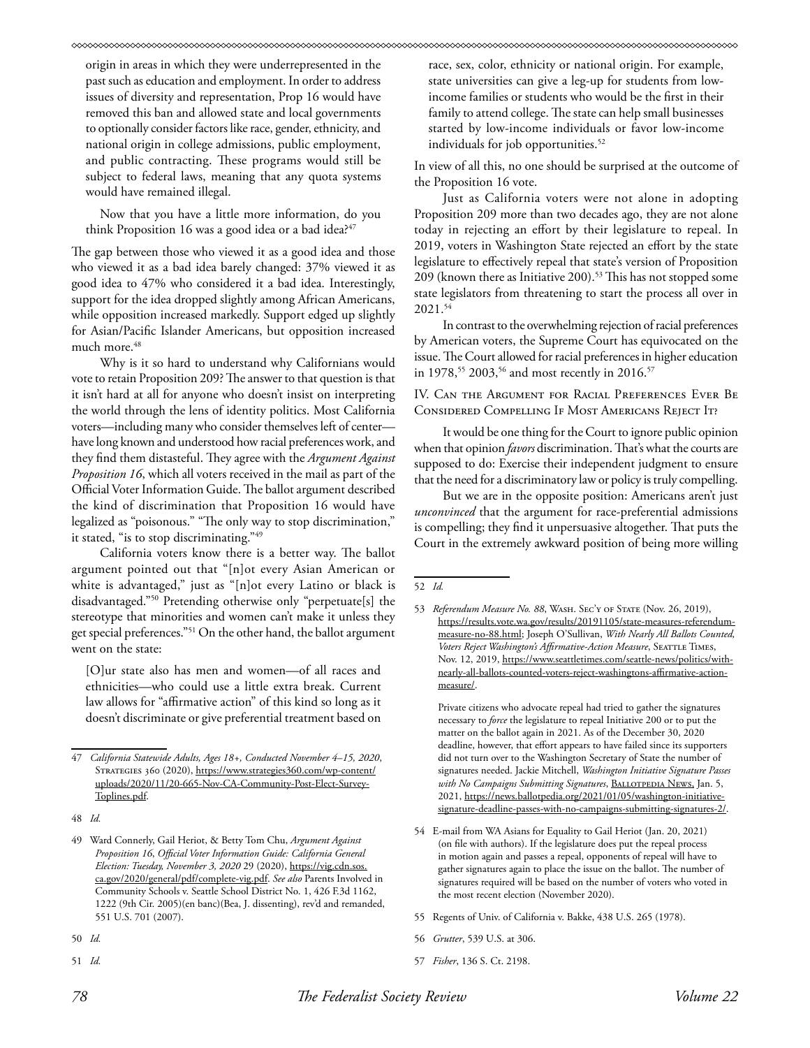origin in areas in which they were underrepresented in the past such as education and employment. In order to address issues of diversity and representation, Prop 16 would have removed this ban and allowed state and local governments to optionally consider factors like race, gender, ethnicity, and national origin in college admissions, public employment, and public contracting. These programs would still be subject to federal laws, meaning that any quota systems would have remained illegal.

> Now that you have a little more information, do you think Proposition 16 was a good idea or a bad idea?[47]

The gap between those who viewed it as a good idea and those who viewed it as a bad idea barely changed: 37% viewed it as good idea to 47% who considered it a bad idea. Interestingly, support for the idea dropped slightly among African Americans, while opposition increased markedly. Support edged up slightly for Asian/Pacific Islander Americans, but opposition increased much more.[48]

Why is it so hard to understand why Californians would vote to retain Proposition 209? The answer to that question is that it isn't hard at all for anyone who doesn't insist on interpreting the world through the lens of identity politics. Most California voters—including many who consider themselves left of center—have long known and understood how racial preferences work, and they find them distasteful. They agree with the *Argument Against Proposition 16*, which all voters received in the mail as part of the Official Voter Information Guide. The ballot argument described the kind of discrimination that Proposition 16 would have legalized as "poisonous." "The only way to stop discrimination," it stated, "is to stop discriminating."[49]

California voters know there is a better way. The ballot argument pointed out that "[n]ot every Asian American or white is advantaged," just as "[n]ot every Latino or black is disadvantaged."[50] Pretending otherwise only "perpetuate[s] the stereotype that minorities and women can't make it unless they get special preferences."[51] On the other hand, the ballot argument went on the state:

> [O]ur state also has men and women—of all races and ethnicities—who could use a little extra break. Current law allows for "affirmative action" of this kind so long as it doesn't discriminate or give preferential treatment based on race, sex, color, ethnicity or national origin. For example, state universities can give a leg-up for students from low-income families or students who would be the first in their family to attend college. The state can help small businesses started by low-income individuals or favor low-income individuals for job opportunities.[52]

In view of all this, no one should be surprised at the outcome of the Proposition 16 vote.

Just as California voters were not alone in adopting Proposition 209 more than two decades ago, they are not alone today in rejecting an effort by their legislature to repeal. In 2019, voters in Washington State rejected an effort by the state legislature to effectively repeal that state's version of Proposition 209 (known there as Initiative 200).[53] This has not stopped some state legislators from threatening to start the process all over in 2021.[54]

In contrast to the overwhelming rejection of racial preferences by American voters, the Supreme Court has equivocated on the issue. The Court allowed for racial preferences in higher education in 1978,[55] 2003,[56] and most recently in 2016.[57]

## IV. Can the Argument for Racial Preferences Ever Be Considered Compelling If Most Americans Reject It?

It would be one thing for the Court to ignore public opinion when that opinion *favors* discrimination. That's what the courts are supposed to do: Exercise their independent judgment to ensure that the need for a discriminatory law or policy is truly compelling.

But we are in the opposite position: Americans aren't just *unconvinced* that the argument for race-preferential admissions is compelling; they find it unpersuasive altogether. That puts the Court in the extremely awkward position of being more willing

---

47 *California Statewide Adults, Ages 18+, Conducted November 4–15, 2020*, Strategies 360 (2020), https://www.strategies360.com/wp-content/uploads/2020/11/20-665-Nov-CA-Community-Post-Elect-Survey-Toplines.pdf.

48 *Id.*

49 Ward Connerly, Gail Heriot, & Betty Tom Chu, *Argument Against Proposition 16*, *Official Voter Information Guide: California General Election: Tuesday, November 3, 2020* 29 (2020), https://vig.cdn.sos.ca.gov/2020/general/pdf/complete-vig.pdf. *See also* Parents Involved in Community Schools v. Seattle School District No. 1, 426 F.3d 1162, 1222 (9th Cir. 2005)(en banc)(Bea, J. dissenting), rev'd and remanded, 551 U.S. 701 (2007).

50 *Id.*

51 *Id.*

52 *Id.*

53 *Referendum Measure No. 88*, Wash. Sec'y of State (Nov. 26, 2019), https://results.vote.wa.gov/results/20191105/state-measures-referendum-measure-no-88.html; Joseph O'Sullivan, *With Nearly All Ballots Counted, Voters Reject Washington's Affirmative-Action Measure*, Seattle Times, Nov. 12, 2019, https://www.seattletimes.com/seattle-news/politics/with-nearly-all-ballots-counted-voters-reject-washingtons-affirmative-action-measure/.

Private citizens who advocate repeal had tried to gather the signatures necessary to *force* the legislature to repeal Initiative 200 or to put the matter on the ballot again in 2021. As of the December 30, 2020 deadline, however, that effort appears to have failed since its supporters did not turn over to the Washington Secretary of State the number of signatures needed. Jackie Mitchell, *Washington Initiative Signature Passes with No Campaigns Submitting Signatures*, Ballotpedia News, Jan. 5, 2021, https://news.ballotpedia.org/2021/01/05/washington-initiative-signature-deadline-passes-with-no-campaigns-submitting-signatures-2/.

54 E-mail from WA Asians for Equality to Gail Heriot (Jan. 20, 2021) (on file with authors). If the legislature does put the repeal process in motion again and passes a repeal, opponents of repeal will have to gather signatures again to place the issue on the ballot. The number of signatures required will be based on the number of voters who voted in the most recent election (November 2020).

55 Regents of Univ. of California v. Bakke, 438 U.S. 265 (1978).

56 *Grutter*, 539 U.S. at 306.

57 *Fisher*, 136 S. Ct. 2198.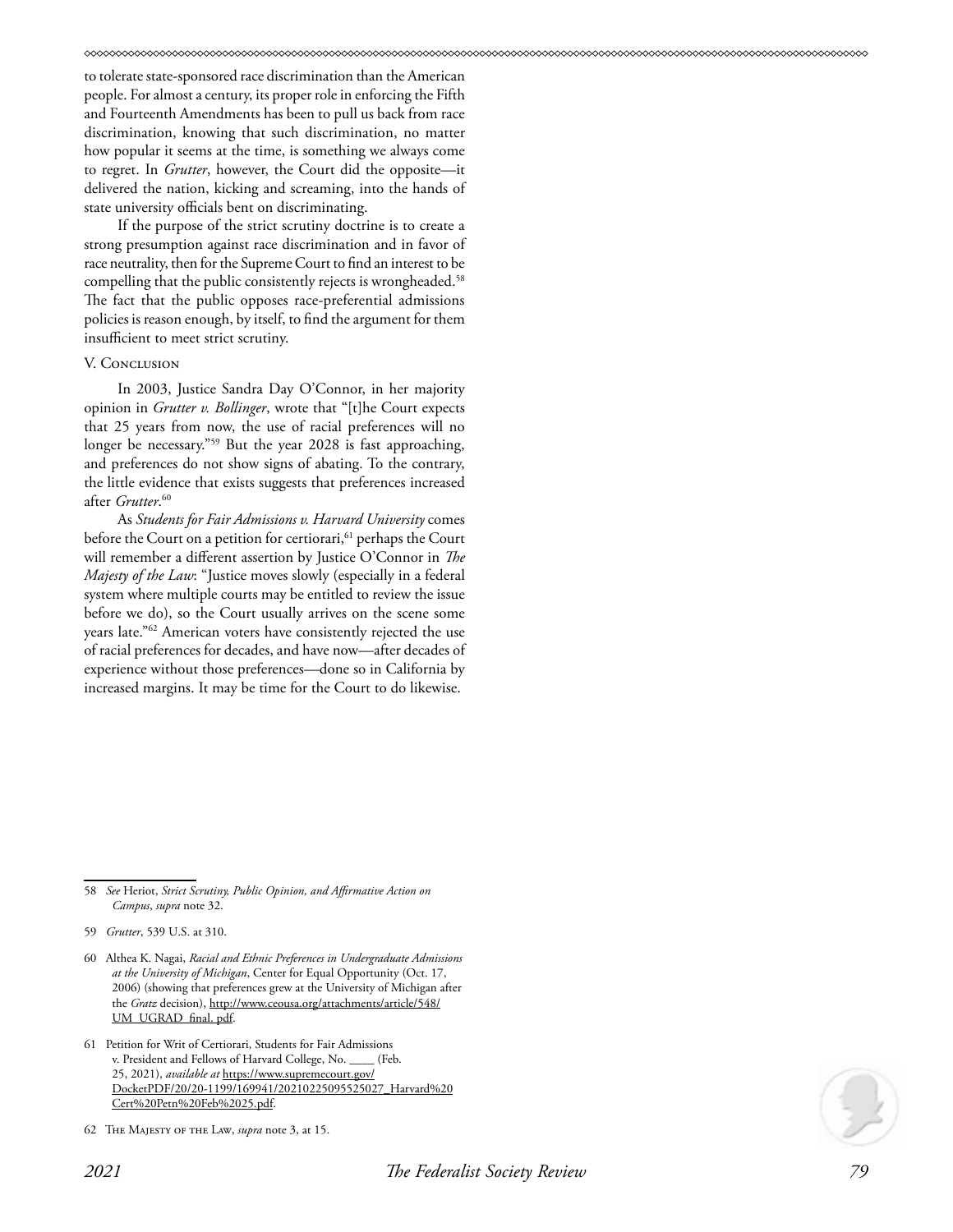to tolerate state-sponsored race discrimination than the American people. For almost a century, its proper role in enforcing the Fifth and Fourteenth Amendments has been to pull us back from race discrimination, knowing that such discrimination, no matter how popular it seems at the time, is something we always come to regret. In *Grutter*, however, the Court did the opposite—it delivered the nation, kicking and screaming, into the hands of state university officials bent on discriminating.

If the purpose of the strict scrutiny doctrine is to create a strong presumption against race discrimination and in favor of race neutrality, then for the Supreme Court to find an interest to be compelling that the public consistently rejects is wrongheaded.[58] The fact that the public opposes race-preferential admissions policies is reason enough, by itself, to find the argument for them insufficient to meet strict scrutiny.

## V. Conclusion

In 2003, Justice Sandra Day O'Connor, in her majority opinion in *Grutter v. Bollinger*, wrote that "[t]he Court expects that 25 years from now, the use of racial preferences will no longer be necessary."[59] But the year 2028 is fast approaching, and preferences do not show signs of abating. To the contrary, the little evidence that exists suggests that preferences increased after *Grutter*.[60]

As *Students for Fair Admissions v. Harvard University* comes before the Court on a petition for certiorari,[61] perhaps the Court will remember a different assertion by Justice O'Connor in *The Majesty of the Law*: "Justice moves slowly (especially in a federal system where multiple courts may be entitled to review the issue before we do), so the Court usually arrives on the scene some years late."[62] American voters have consistently rejected the use of racial preferences for decades, and have now—after decades of experience without those preferences—done so in California by increased margins. It may be time for the Court to do likewise.

---

58 *See* Heriot, *Strict Scrutiny, Public Opinion, and Affirmative Action on Campus*, *supra* note 32.

59 *Grutter*, 539 U.S. at 310.

60 Althea K. Nagai, *Racial and Ethnic Preferences in Undergraduate Admissions at the University of Michigan*, Center for Equal Opportunity (Oct. 17, 2006) (showing that preferences grew at the University of Michigan after the *Gratz* decision), http://www.ceousa.org/attachments/article/548/UM_UGRAD_final.pdf.

61 Petition for Writ of Certiorari, Students for Fair Admissions v. President and Fellows of Harvard College, No. ____ (Feb. 25, 2021), *available at* https://www.supremecourt.gov/DocketPDF/20/20-1199/169941/20210225095525027_Harvard%20Cert%20Petn%20Feb%2025.pdf.

62 The Majesty of the Law, *supra* note 3, at 15.